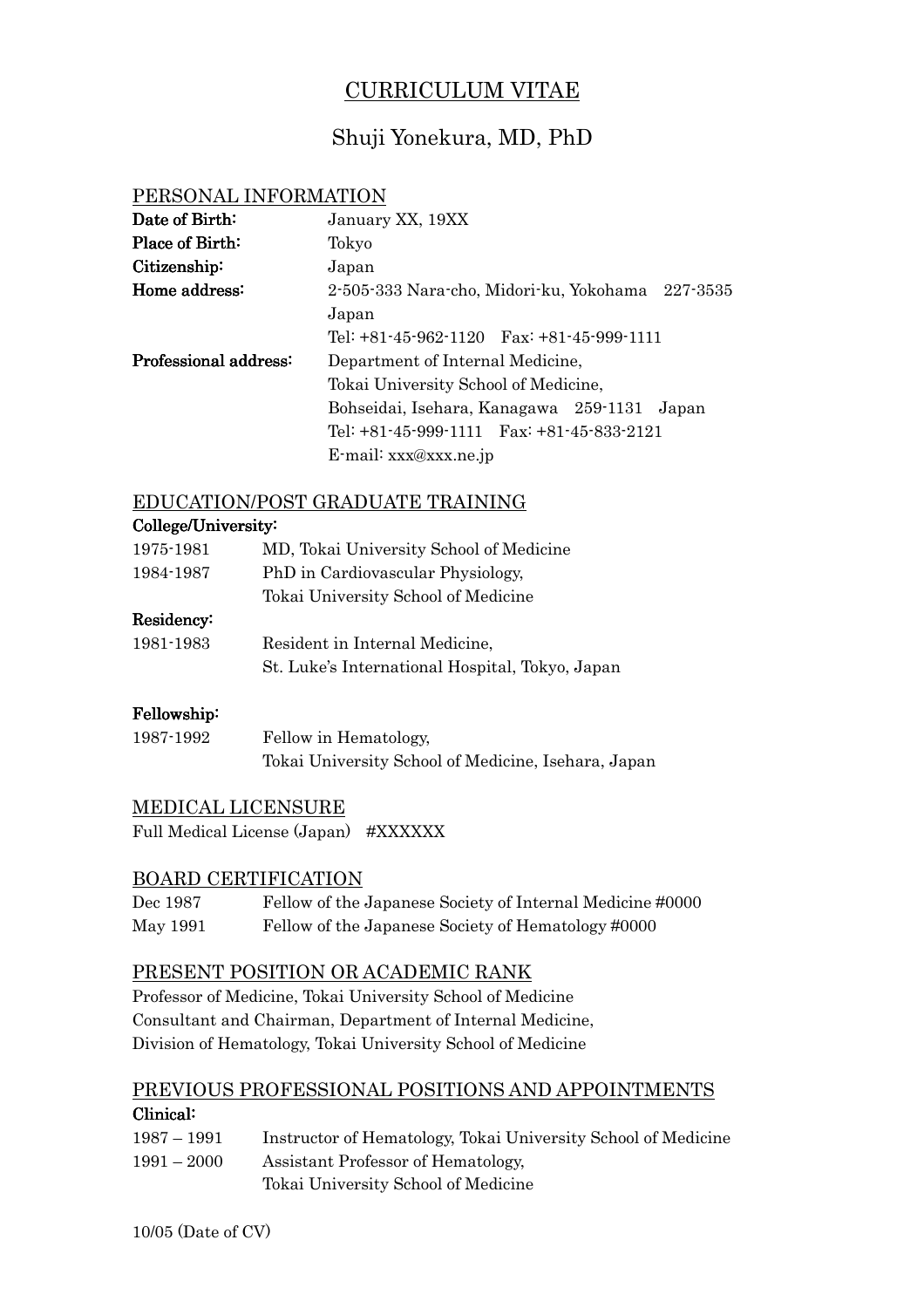# CURRICULUM VITAE

## Shuji Yonekura, MD, PhD

### PERSONAL INFORMATION

| | |
|---|---|
| **Date of Birth:** | January XX, 19XX |
| **Place of Birth:** | Tokyo |
| **Citizenship:** | Japan |
| **Home address:** | 2-505-333 Nara-cho, Midori-ku, Yokohama 227-3535 Japan<br>Tel: +81-45-962-1120 Fax: +81-45-999-1111 |
| **Professional address:** | Department of Internal Medicine,<br>Tokai University School of Medicine,<br>Bohseidai, Isehara, Kanagawa 259-1131 Japan<br>Tel: +81-45-999-1111 Fax: +81-45-833-2121<br>E-mail: xxx@xxx.ne.jp |

### EDUCATION/POST GRADUATE TRAINING

**College/University:**

| | |
|---|---|
| 1975-1981 | MD, Tokai University School of Medicine |
| 1984-1987 | PhD in Cardiovascular Physiology,<br>Tokai University School of Medicine |

**Residency:**

| | |
|---|---|
| 1981-1983 | Resident in Internal Medicine,<br>St. Luke's International Hospital, Tokyo, Japan |

**Fellowship:**

| | |
|---|---|
| 1987-1992 | Fellow in Hematology,<br>Tokai University School of Medicine, Isehara, Japan |

### MEDICAL LICENSURE

Full Medical License (Japan) #XXXXXX

### BOARD CERTIFICATION

| | |
|---|---|
| Dec 1987 | Fellow of the Japanese Society of Internal Medicine #0000 |
| May 1991 | Fellow of the Japanese Society of Hematology #0000 |

### PRESENT POSITION OR ACADEMIC RANK

Professor of Medicine, Tokai University School of Medicine
Consultant and Chairman, Department of Internal Medicine,
Division of Hematology, Tokai University School of Medicine

### PREVIOUS PROFESSIONAL POSITIONS AND APPOINTMENTS

**Clinical:**

| | |
|---|---|
| 1987 – 1991 | Instructor of Hematology, Tokai University School of Medicine |
| 1991 – 2000 | Assistant Professor of Hematology,<br>Tokai University School of Medicine |

10/05 (Date of CV)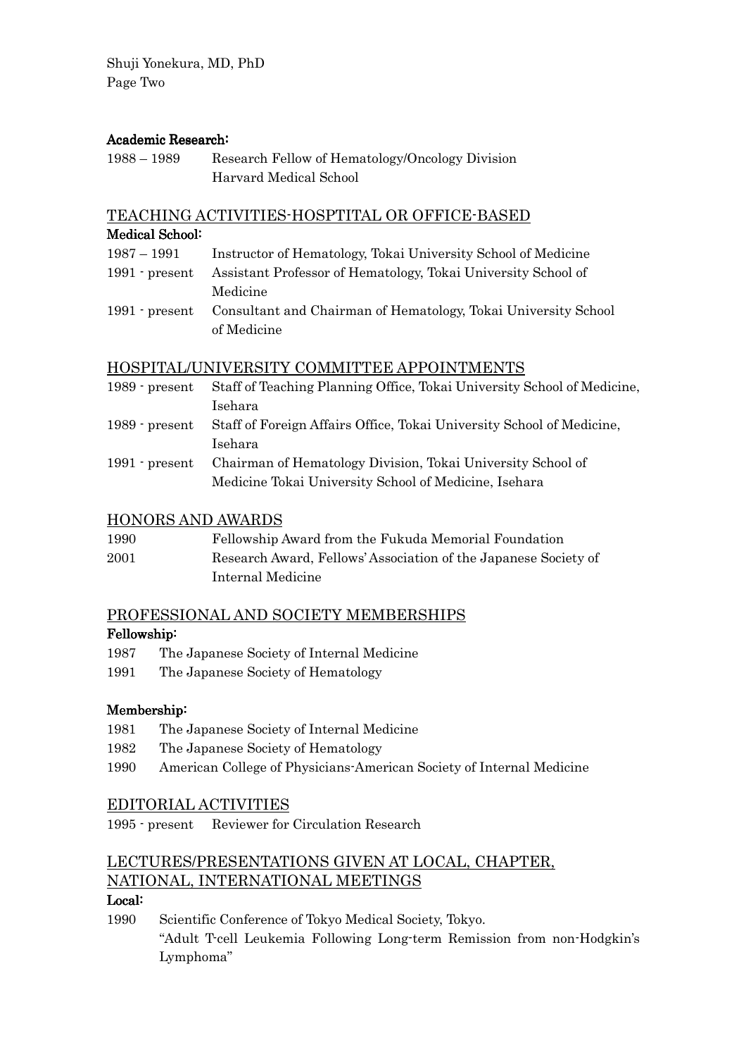### Academic Research:

1988 – 1989 Research Fellow of Hematology/Oncology Division
Harvard Medical School

## TEACHING ACTIVITIES-HOSPTITAL OR OFFICE-BASED

### Medical School:

1987 – 1991 Instructor of Hematology, Tokai University School of Medicine

1991 - present Assistant Professor of Hematology, Tokai University School of Medicine

1991 - present Consultant and Chairman of Hematology, Tokai University School of Medicine

## HOSPITAL/UNIVERSITY COMMITTEE APPOINTMENTS

1989 - present Staff of Teaching Planning Office, Tokai University School of Medicine, Isehara

1989 - present Staff of Foreign Affairs Office, Tokai University School of Medicine, Isehara

1991 - present Chairman of Hematology Division, Tokai University School of Medicine Tokai University School of Medicine, Isehara

## HONORS AND AWARDS

1990 Fellowship Award from the Fukuda Memorial Foundation

2001 Research Award, Fellows' Association of the Japanese Society of Internal Medicine

## PROFESSIONAL AND SOCIETY MEMBERSHIPS

### Fellowship:

1987 The Japanese Society of Internal Medicine

1991 The Japanese Society of Hematology

### Membership:

1981 The Japanese Society of Internal Medicine

1982 The Japanese Society of Hematology

1990 American College of Physicians-American Society of Internal Medicine

## EDITORIAL ACTIVITIES

1995 - present Reviewer for Circulation Research

## LECTURES/PRESENTATIONS GIVEN AT LOCAL, CHAPTER, NATIONAL, INTERNATIONAL MEETINGS

### Local:

1990 Scientific Conference of Tokyo Medical Society, Tokyo.
"Adult T-cell Leukemia Following Long-term Remission from non-Hodgkin's Lymphoma"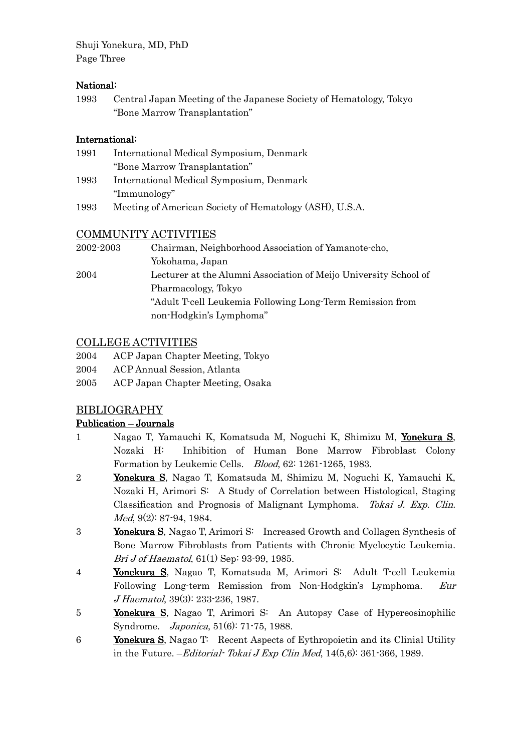**National:**

1993 Central Japan Meeting of the Japanese Society of Hematology, Tokyo
"Bone Marrow Transplantation"

**International:**

1991 International Medical Symposium, Denmark
"Bone Marrow Transplantation"

1993 International Medical Symposium, Denmark
"Immunology"

1993 Meeting of American Society of Hematology (ASH), U.S.A.

## COMMUNITY ACTIVITIES

2002-2003 Chairman, Neighborhood Association of Yamanote-cho, Yokohama, Japan

2004 Lecturer at the Alumni Association of Meijo University School of Pharmacology, Tokyo
"Adult T-cell Leukemia Following Long-Term Remission from non-Hodgkin's Lymphoma"

## COLLEGE ACTIVITIES

2004 ACP Japan Chapter Meeting, Tokyo

2004 ACP Annual Session, Atlanta

2005 ACP Japan Chapter Meeting, Osaka

## BIBLIOGRAPHY

**Publication – Journals**

1 Nagao T, Yamauchi K, Komatsuda M, Noguchi K, Shimizu M, **Yonekura S**, Nozaki H: Inhibition of Human Bone Marrow Fibroblast Colony Formation by Leukemic Cells. *Blood*, 62: 1261-1265, 1983.

2 **Yonekura S**, Nagao T, Komatsuda M, Shimizu M, Noguchi K, Yamauchi K, Nozaki H, Arimori S: A Study of Correlation between Histological, Staging Classification and Prognosis of Malignant Lymphoma. *Tokai J. Exp. Clin. Med*, 9(2): 87-94, 1984.

3 **Yonekura S**, Nagao T, Arimori S: Increased Growth and Collagen Synthesis of Bone Marrow Fibroblasts from Patients with Chronic Myelocytic Leukemia. *Bri J of Haematol*, 61(1) Sep: 93-99, 1985.

4 **Yonekura S**, Nagao T, Komatsuda M, Arimori S: Adult T-cell Leukemia Following Long-term Remission from Non-Hodgkin's Lymphoma. *Eur J Haematol*, 39(3): 233-236, 1987.

5 **Yonekura S**, Nagao T, Arimori S: An Autopsy Case of Hypereosinophilic Syndrome. *Japonica*, 51(6): 71-75, 1988.

6 **Yonekura S**, Nagao T: Recent Aspects of Eythropoietin and its Clinial Utility in the Future. –*Editorial- Tokai J Exp Clin Med*, 14(5,6): 361-366, 1989.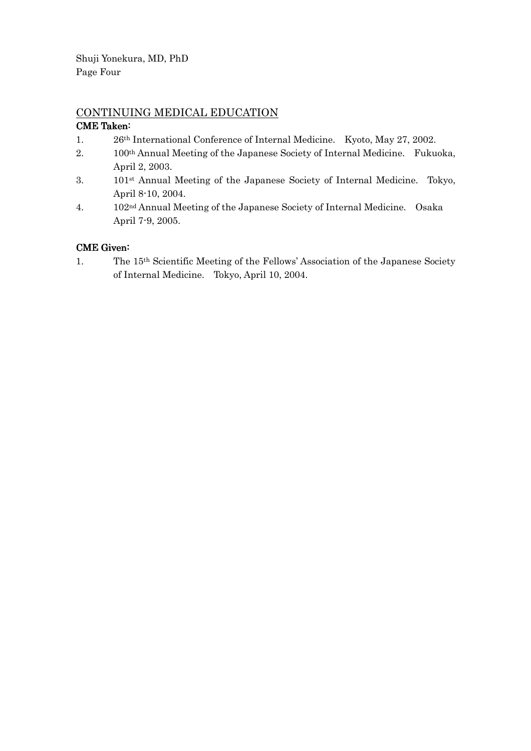## CONTINUING MEDICAL EDUCATION

### CME Taken:

1. 26th International Conference of Internal Medicine. Kyoto, May 27, 2002.
2. 100th Annual Meeting of the Japanese Society of Internal Medicine. Fukuoka, April 2, 2003.
3. 101st Annual Meeting of the Japanese Society of Internal Medicine. Tokyo, April 8-10, 2004.
4. 102nd Annual Meeting of the Japanese Society of Internal Medicine. Osaka April 7-9, 2005.

### CME Given:

1. The 15th Scientific Meeting of the Fellows' Association of the Japanese Society of Internal Medicine. Tokyo, April 10, 2004.